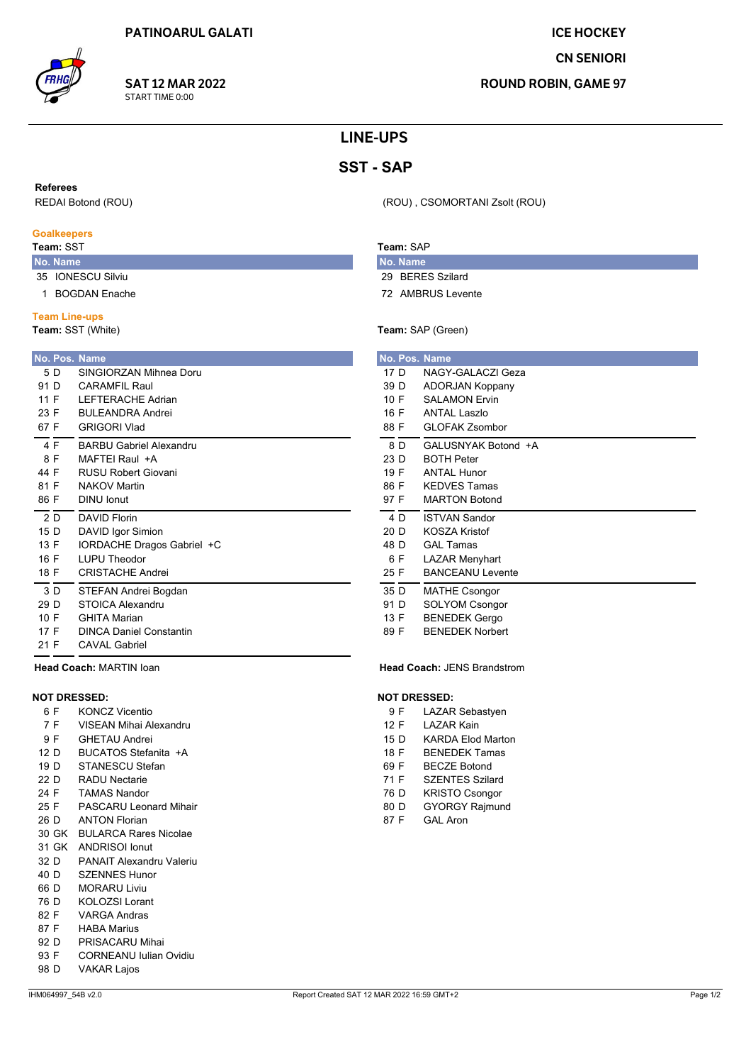PATINOARUL GALATI

**SAT 12 MAR 2022**
START TIME 0:00

ICE HOCKEY
CN SENIORI
ROUND ROBIN, GAME 97

# LINE-UPS

## SST - SAP

**Referees**
REDAI Botond (ROU) (ROU) , CSOMORTANI Zsolt (ROU)

### Goalkeepers

**Team:** SST

| No. | Name |
|---|---|
| 35 | IONESCU Silviu |
| 1 | BOGDAN Enache |

**Team:** SAP

| No. | Name |
|---|---|
| 29 | BERES Szilard |
| 72 | AMBRUS Levente |

### Team Line-ups

**Team:** SST (White)

| No. | Pos. | Name |
|---|---|---|
| 5 | D | SINGIORZAN Mihnea Doru |
| 91 | D | CARAMFIL Raul |
| 11 | F | LEFTERACHE Adrian |
| 23 | F | BULEANDRA Andrei |
| 67 | F | GRIGORI Vlad |
| 4 | F | BARBU Gabriel Alexandru |
| 8 | F | MAFTEI Raul +A |
| 44 | F | RUSU Robert Giovani |
| 81 | F | NAKOV Martin |
| 86 | F | DINU Ionut |
| 2 | D | DAVID Florin |
| 15 | D | DAVID Igor Simion |
| 13 | F | IORDACHE Dragos Gabriel +C |
| 16 | F | LUPU Theodor |
| 18 | F | CRISTACHE Andrei |
| 3 | D | STEFAN Andrei Bogdan |
| 29 | D | STOICA Alexandru |
| 10 | F | GHITA Marian |
| 17 | F | DINCA Daniel Constantin |
| 21 | F | CAVAL Gabriel |

**Head Coach:** MARTIN Ioan

**Team:** SAP (Green)

| No. | Pos. | Name |
|---|---|---|
| 17 | D | NAGY-GALACZI Geza |
| 39 | D | ADORJAN Koppany |
| 10 | F | SALAMON Ervin |
| 16 | F | ANTAL Laszlo |
| 88 | F | GLOFAK Zsombor |
| 8 | D | GALUSNYAK Botond +A |
| 23 | D | BOTH Peter |
| 19 | F | ANTAL Hunor |
| 86 | F | KEDVES Tamas |
| 97 | F | MARTON Botond |
| 4 | D | ISTVAN Sandor |
| 20 | D | KOSZA Kristof |
| 48 | D | GAL Tamas |
| 6 | F | LAZAR Menyhart |
| 25 | F | BANCEANU Levente |
| 35 | D | MATHE Csongor |
| 91 | D | SOLYOM Csongor |
| 13 | F | BENEDEK Gergo |
| 89 | F | BENEDEK Norbert |

**Head Coach:** JENS Brandstrom

### NOT DRESSED:

**SST**

| No. | Pos. | Name |
|---|---|---|
| 6 | F | KONCZ Vicentio |
| 7 | F | VISEAN Mihai Alexandru |
| 9 | F | GHETAU Andrei |
| 12 | D | BUCATOS Stefanita +A |
| 19 | D | STANESCU Stefan |
| 22 | D | RADU Nectarie |
| 24 | F | TAMAS Nandor |
| 25 | F | PASCARU Leonard Mihair |
| 26 | D | ANTON Florian |
| 30 | GK | BULARCA Rares Nicolae |
| 31 | GK | ANDRISOI Ionut |
| 32 | D | PANAIT Alexandru Valeriu |
| 40 | D | SZENNES Hunor |
| 66 | D | MORARU Liviu |
| 76 | D | KOLOZSI Lorant |
| 82 | F | VARGA Andras |
| 87 | F | HABA Marius |
| 92 | D | PRISACARU Mihai |
| 93 | F | CORNEANU Iulian Ovidiu |
| 98 | D | VAKAR Lajos |

**SAP**

| No. | Pos. | Name |
|---|---|---|
| 9 | F | LAZAR Sebastyen |
| 12 | F | LAZAR Kain |
| 15 | D | KARDA Elod Marton |
| 18 | F | BENEDEK Tamas |
| 69 | F | BECZE Botond |
| 71 | F | SZENTES Szilard |
| 76 | D | KRISTO Csongor |
| 80 | D | GYORGY Rajmund |
| 87 | F | GAL Aron |

IHM064997_54B v2.0 Report Created SAT 12 MAR 2022 16:59 GMT+2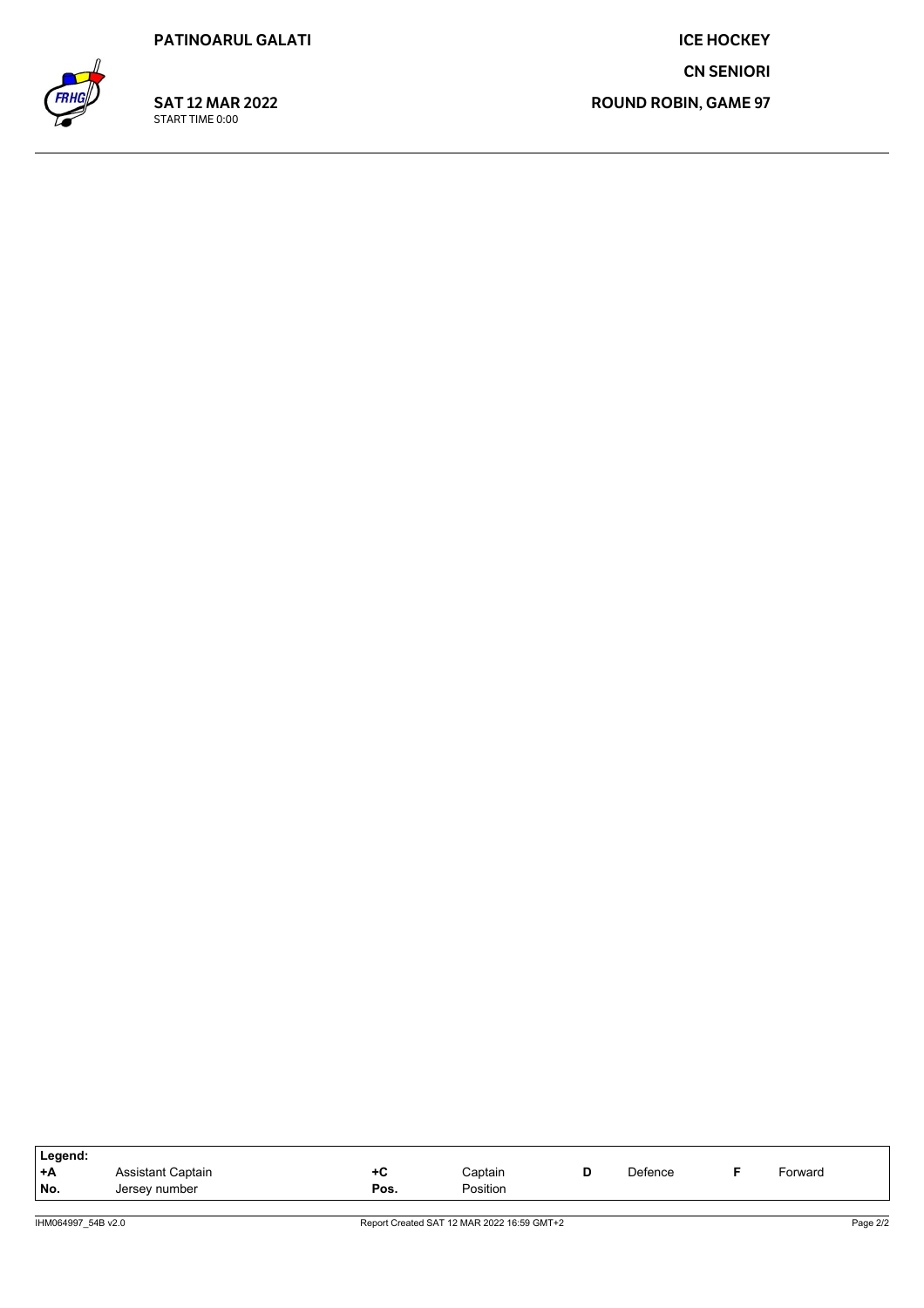PATINOARUL GALATI

**SAT 12 MAR 2022**
START TIME 0:00

ICE HOCKEY

CN SENIORI

ROUND ROBIN, GAME 97

| Legend: | | | | | | | |
|---|---|---|---|---|---|---|---|
| +A | Assistant Captain | +C | Captain | D | Defence | F | Forward |
| No. | Jersey number | Pos. | Position | | | | |

IHM064997_54B v2.0

Report Created SAT 12 MAR 2022 16:59 GMT+2